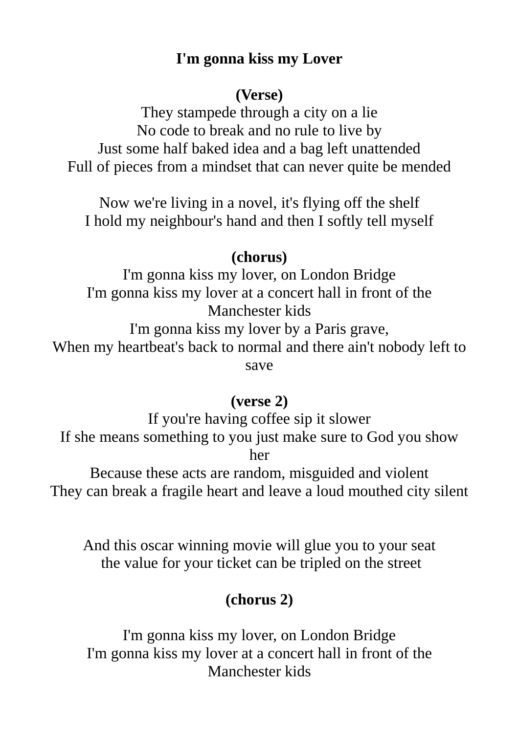# I'm gonna kiss my Lover

**(Verse)**

They stampede through a city on a lie
No code to break and no rule to live by
Just some half baked idea and a bag left unattended
Full of pieces from a mindset that can never quite be mended

Now we're living in a novel, it's flying off the shelf
I hold my neighbour's hand and then I softly tell myself

**(chorus)**

I'm gonna kiss my lover, on London Bridge
I'm gonna kiss my lover at a concert hall in front of the Manchester kids
I'm gonna kiss my lover by a Paris grave,
When my heartbeat's back to normal and there ain't nobody left to save

**(verse 2)**

If you're having coffee sip it slower
If she means something to you just make sure to God you show her
Because these acts are random, misguided and violent
They can break a fragile heart and leave a loud mouthed city silent

And this oscar winning movie will glue you to your seat
the value for your ticket can be tripled on the street

**(chorus 2)**

I'm gonna kiss my lover, on London Bridge
I'm gonna kiss my lover at a concert hall in front of the Manchester kids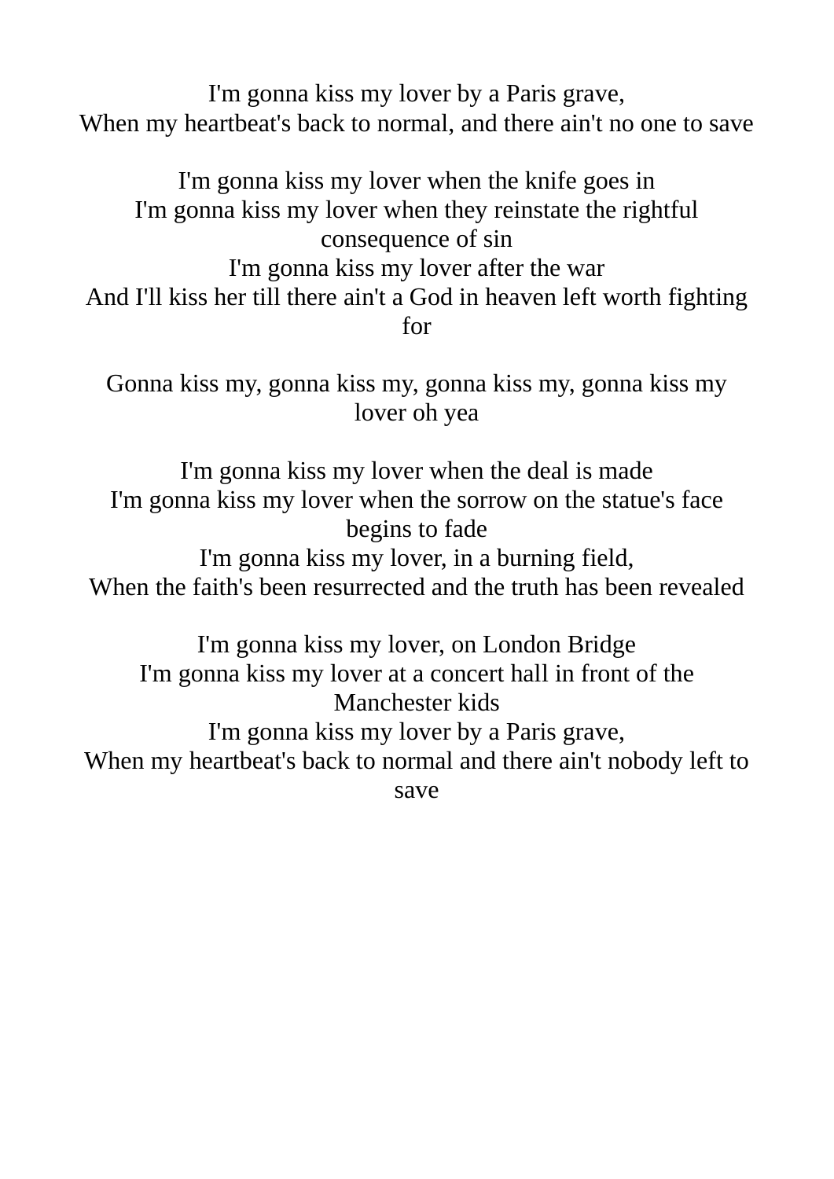I'm gonna kiss my lover by a Paris grave,
When my heartbeat's back to normal, and there ain't no one to save

I'm gonna kiss my lover when the knife goes in
I'm gonna kiss my lover when they reinstate the rightful consequence of sin
I'm gonna kiss my lover after the war
And I'll kiss her till there ain't a God in heaven left worth fighting for

Gonna kiss my, gonna kiss my, gonna kiss my, gonna kiss my lover oh yea

I'm gonna kiss my lover when the deal is made
I'm gonna kiss my lover when the sorrow on the statue's face begins to fade
I'm gonna kiss my lover, in a burning field,
When the faith's been resurrected and the truth has been revealed

I'm gonna kiss my lover, on London Bridge
I'm gonna kiss my lover at a concert hall in front of the Manchester kids
I'm gonna kiss my lover by a Paris grave,
When my heartbeat's back to normal and there ain't nobody left to save